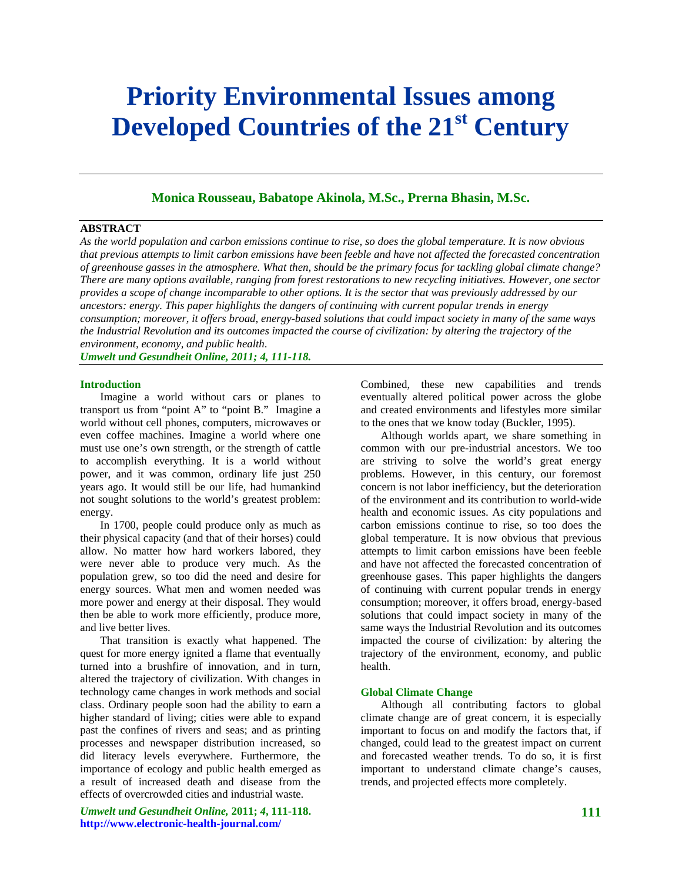# Priority Environmental Issues among Developed Countries of the 21st Century

**Monica Rousseau, Babatope Akinola, M.Sc., Prerna Bhasin, M.Sc.**

## ABSTRACT

*As the world population and carbon emissions continue to rise, so does the global temperature. It is now obvious that previous attempts to limit carbon emissions have been feeble and have not affected the forecasted concentration of greenhouse gasses in the atmosphere. What then, should be the primary focus for tackling global climate change? There are many options available, ranging from forest restorations to new recycling initiatives. However, one sector provides a scope of change incomparable to other options. It is the sector that was previously addressed by our ancestors: energy. This paper highlights the dangers of continuing with current popular trends in energy consumption; moreover, it offers broad, energy-based solutions that could impact society in many of the same ways the Industrial Revolution and its outcomes impacted the course of civilization: by altering the trajectory of the environment, economy, and public health.*

***Umwelt und Gesundheit Online, 2011; 4, 111-118.***

## Introduction

Imagine a world without cars or planes to transport us from "point A" to "point B." Imagine a world without cell phones, computers, microwaves or even coffee machines. Imagine a world where one must use one's own strength, or the strength of cattle to accomplish everything. It is a world without power, and it was common, ordinary life just 250 years ago. It would still be our life, had humankind not sought solutions to the world's greatest problem: energy.

In 1700, people could produce only as much as their physical capacity (and that of their horses) could allow. No matter how hard workers labored, they were never able to produce very much. As the population grew, so too did the need and desire for energy sources. What men and women needed was more power and energy at their disposal. They would then be able to work more efficiently, produce more, and live better lives.

That transition is exactly what happened. The quest for more energy ignited a flame that eventually turned into a brushfire of innovation, and in turn, altered the trajectory of civilization. With changes in technology came changes in work methods and social class. Ordinary people soon had the ability to earn a higher standard of living; cities were able to expand past the confines of rivers and seas; and as printing processes and newspaper distribution increased, so did literacy levels everywhere. Furthermore, the importance of ecology and public health emerged as a result of increased death and disease from the effects of overcrowded cities and industrial waste. Combined, these new capabilities and trends eventually altered political power across the globe and created environments and lifestyles more similar to the ones that we know today (Buckler, 1995).

Although worlds apart, we share something in common with our pre-industrial ancestors. We too are striving to solve the world's great energy problems. However, in this century, our foremost concern is not labor inefficiency, but the deterioration of the environment and its contribution to world-wide health and economic issues. As city populations and carbon emissions continue to rise, so too does the global temperature. It is now obvious that previous attempts to limit carbon emissions have been feeble and have not affected the forecasted concentration of greenhouse gases. This paper highlights the dangers of continuing with current popular trends in energy consumption; moreover, it offers broad, energy-based solutions that could impact society in many of the same ways the Industrial Revolution and its outcomes impacted the course of civilization: by altering the trajectory of the environment, economy, and public health.

## Global Climate Change

Although all contributing factors to global climate change are of great concern, it is especially important to focus on and modify the factors that, if changed, could lead to the greatest impact on current and forecasted weather trends. To do so, it is first important to understand climate change's causes, trends, and projected effects more completely.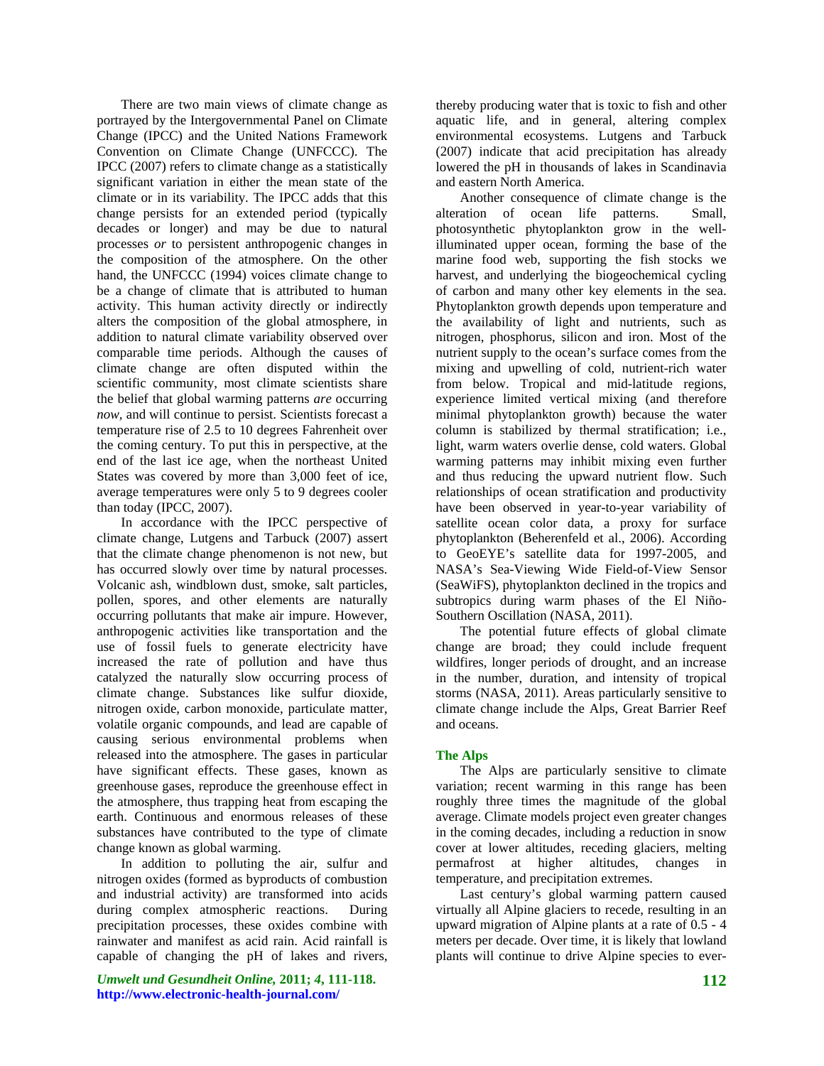There are two main views of climate change as portrayed by the Intergovernmental Panel on Climate Change (IPCC) and the United Nations Framework Convention on Climate Change (UNFCCC). The IPCC (2007) refers to climate change as a statistically significant variation in either the mean state of the climate or in its variability. The IPCC adds that this change persists for an extended period (typically decades or longer) and may be due to natural processes *or* to persistent anthropogenic changes in the composition of the atmosphere. On the other hand, the UNFCCC (1994) voices climate change to be a change of climate that is attributed to human activity. This human activity directly or indirectly alters the composition of the global atmosphere, in addition to natural climate variability observed over comparable time periods. Although the causes of climate change are often disputed within the scientific community, most climate scientists share the belief that global warming patterns *are* occurring *now*, and will continue to persist. Scientists forecast a temperature rise of 2.5 to 10 degrees Fahrenheit over the coming century. To put this in perspective, at the end of the last ice age, when the northeast United States was covered by more than 3,000 feet of ice, average temperatures were only 5 to 9 degrees cooler than today (IPCC, 2007).

In accordance with the IPCC perspective of climate change, Lutgens and Tarbuck (2007) assert that the climate change phenomenon is not new, but has occurred slowly over time by natural processes. Volcanic ash, windblown dust, smoke, salt particles, pollen, spores, and other elements are naturally occurring pollutants that make air impure. However, anthropogenic activities like transportation and the use of fossil fuels to generate electricity have increased the rate of pollution and have thus catalyzed the naturally slow occurring process of climate change. Substances like sulfur dioxide, nitrogen oxide, carbon monoxide, particulate matter, volatile organic compounds, and lead are capable of causing serious environmental problems when released into the atmosphere. The gases in particular have significant effects. These gases, known as greenhouse gases, reproduce the greenhouse effect in the atmosphere, thus trapping heat from escaping the earth. Continuous and enormous releases of these substances have contributed to the type of climate change known as global warming.

In addition to polluting the air, sulfur and nitrogen oxides (formed as byproducts of combustion and industrial activity) are transformed into acids during complex atmospheric reactions. During precipitation processes, these oxides combine with rainwater and manifest as acid rain. Acid rainfall is capable of changing the pH of lakes and rivers, thereby producing water that is toxic to fish and other aquatic life, and in general, altering complex environmental ecosystems. Lutgens and Tarbuck (2007) indicate that acid precipitation has already lowered the pH in thousands of lakes in Scandinavia and eastern North America.

Another consequence of climate change is the alteration of ocean life patterns. Small, photosynthetic phytoplankton grow in the well-illuminated upper ocean, forming the base of the marine food web, supporting the fish stocks we harvest, and underlying the biogeochemical cycling of carbon and many other key elements in the sea. Phytoplankton growth depends upon temperature and the availability of light and nutrients, such as nitrogen, phosphorus, silicon and iron. Most of the nutrient supply to the ocean's surface comes from the mixing and upwelling of cold, nutrient-rich water from below. Tropical and mid-latitude regions, experience limited vertical mixing (and therefore minimal phytoplankton growth) because the water column is stabilized by thermal stratification; i.e., light, warm waters overlie dense, cold waters. Global warming patterns may inhibit mixing even further and thus reducing the upward nutrient flow. Such relationships of ocean stratification and productivity have been observed in year-to-year variability of satellite ocean color data, a proxy for surface phytoplankton (Beherenfeld et al., 2006). According to GeoEYE's satellite data for 1997-2005, and NASA's Sea-Viewing Wide Field-of-View Sensor (SeaWiFS), phytoplankton declined in the tropics and subtropics during warm phases of the El Niño-Southern Oscillation (NASA, 2011).

The potential future effects of global climate change are broad; they could include frequent wildfires, longer periods of drought, and an increase in the number, duration, and intensity of tropical storms (NASA, 2011). Areas particularly sensitive to climate change include the Alps, Great Barrier Reef and oceans.

### The Alps

The Alps are particularly sensitive to climate variation; recent warming in this range has been roughly three times the magnitude of the global average. Climate models project even greater changes in the coming decades, including a reduction in snow cover at lower altitudes, receding glaciers, melting permafrost at higher altitudes, changes in temperature, and precipitation extremes.

Last century's global warming pattern caused virtually all Alpine glaciers to recede, resulting in an upward migration of Alpine plants at a rate of 0.5 - 4 meters per decade. Over time, it is likely that lowland plants will continue to drive Alpine species to ever-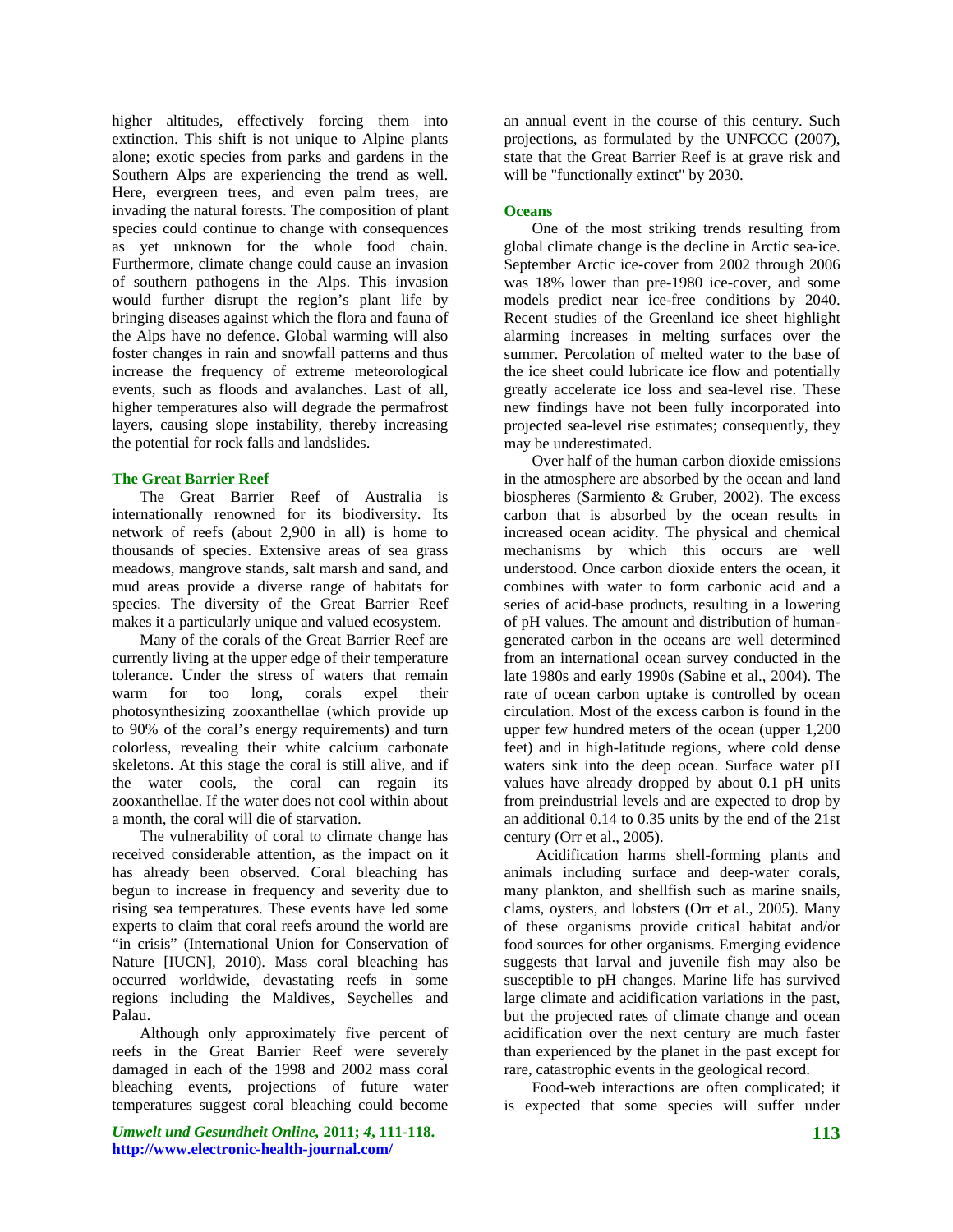higher altitudes, effectively forcing them into extinction. This shift is not unique to Alpine plants alone; exotic species from parks and gardens in the Southern Alps are experiencing the trend as well. Here, evergreen trees, and even palm trees, are invading the natural forests. The composition of plant species could continue to change with consequences as yet unknown for the whole food chain. Furthermore, climate change could cause an invasion of southern pathogens in the Alps. This invasion would further disrupt the region's plant life by bringing diseases against which the flora and fauna of the Alps have no defence. Global warming will also foster changes in rain and snowfall patterns and thus increase the frequency of extreme meteorological events, such as floods and avalanches. Last of all, higher temperatures also will degrade the permafrost layers, causing slope instability, thereby increasing the potential for rock falls and landslides.

## The Great Barrier Reef

The Great Barrier Reef of Australia is internationally renowned for its biodiversity. Its network of reefs (about 2,900 in all) is home to thousands of species. Extensive areas of sea grass meadows, mangrove stands, salt marsh and sand, and mud areas provide a diverse range of habitats for species. The diversity of the Great Barrier Reef makes it a particularly unique and valued ecosystem.

Many of the corals of the Great Barrier Reef are currently living at the upper edge of their temperature tolerance. Under the stress of waters that remain warm for too long, corals expel their photosynthesizing zooxanthellae (which provide up to 90% of the coral's energy requirements) and turn colorless, revealing their white calcium carbonate skeletons. At this stage the coral is still alive, and if the water cools, the coral can regain its zooxanthellae. If the water does not cool within about a month, the coral will die of starvation.

The vulnerability of coral to climate change has received considerable attention, as the impact on it has already been observed. Coral bleaching has begun to increase in frequency and severity due to rising sea temperatures. These events have led some experts to claim that coral reefs around the world are "in crisis" (International Union for Conservation of Nature [IUCN], 2010). Mass coral bleaching has occurred worldwide, devastating reefs in some regions including the Maldives, Seychelles and Palau.

Although only approximately five percent of reefs in the Great Barrier Reef were severely damaged in each of the 1998 and 2002 mass coral bleaching events, projections of future water temperatures suggest coral bleaching could become an annual event in the course of this century. Such projections, as formulated by the UNFCCC (2007), state that the Great Barrier Reef is at grave risk and will be "functionally extinct" by 2030.

## Oceans

One of the most striking trends resulting from global climate change is the decline in Arctic sea-ice. September Arctic ice-cover from 2002 through 2006 was 18% lower than pre-1980 ice-cover, and some models predict near ice-free conditions by 2040. Recent studies of the Greenland ice sheet highlight alarming increases in melting surfaces over the summer. Percolation of melted water to the base of the ice sheet could lubricate ice flow and potentially greatly accelerate ice loss and sea-level rise. These new findings have not been fully incorporated into projected sea-level rise estimates; consequently, they may be underestimated.

Over half of the human carbon dioxide emissions in the atmosphere are absorbed by the ocean and land biospheres (Sarmiento & Gruber, 2002). The excess carbon that is absorbed by the ocean results in increased ocean acidity. The physical and chemical mechanisms by which this occurs are well understood. Once carbon dioxide enters the ocean, it combines with water to form carbonic acid and a series of acid-base products, resulting in a lowering of pH values. The amount and distribution of human-generated carbon in the oceans are well determined from an international ocean survey conducted in the late 1980s and early 1990s (Sabine et al., 2004). The rate of ocean carbon uptake is controlled by ocean circulation. Most of the excess carbon is found in the upper few hundred meters of the ocean (upper 1,200 feet) and in high-latitude regions, where cold dense waters sink into the deep ocean. Surface water pH values have already dropped by about 0.1 pH units from preindustrial levels and are expected to drop by an additional 0.14 to 0.35 units by the end of the 21st century (Orr et al., 2005).

Acidification harms shell-forming plants and animals including surface and deep-water corals, many plankton, and shellfish such as marine snails, clams, oysters, and lobsters (Orr et al., 2005). Many of these organisms provide critical habitat and/or food sources for other organisms. Emerging evidence suggests that larval and juvenile fish may also be susceptible to pH changes. Marine life has survived large climate and acidification variations in the past, but the projected rates of climate change and ocean acidification over the next century are much faster than experienced by the planet in the past except for rare, catastrophic events in the geological record.

Food-web interactions are often complicated; it is expected that some species will suffer under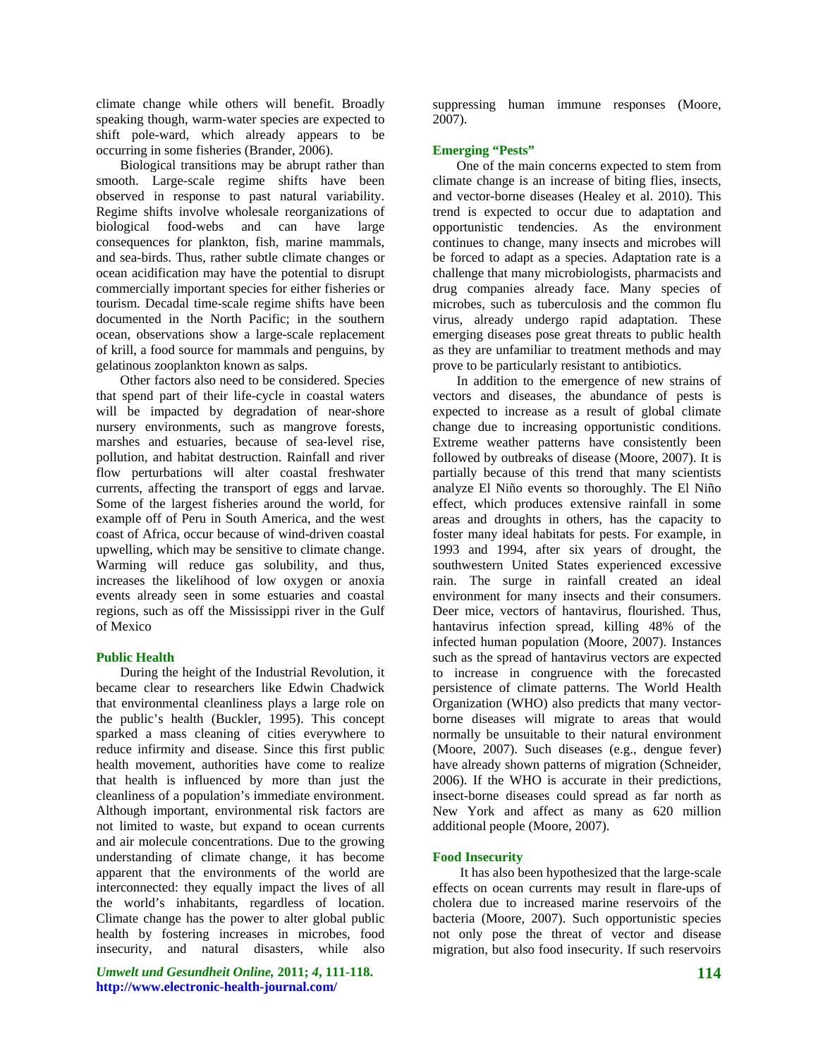climate change while others will benefit. Broadly speaking though, warm-water species are expected to shift pole-ward, which already appears to be occurring in some fisheries (Brander, 2006).

Biological transitions may be abrupt rather than smooth. Large-scale regime shifts have been observed in response to past natural variability. Regime shifts involve wholesale reorganizations of biological food-webs and can have large consequences for plankton, fish, marine mammals, and sea-birds. Thus, rather subtle climate changes or ocean acidification may have the potential to disrupt commercially important species for either fisheries or tourism. Decadal time-scale regime shifts have been documented in the North Pacific; in the southern ocean, observations show a large-scale replacement of krill, a food source for mammals and penguins, by gelatinous zooplankton known as salps.

Other factors also need to be considered. Species that spend part of their life-cycle in coastal waters will be impacted by degradation of near-shore nursery environments, such as mangrove forests, marshes and estuaries, because of sea-level rise, pollution, and habitat destruction. Rainfall and river flow perturbations will alter coastal freshwater currents, affecting the transport of eggs and larvae. Some of the largest fisheries around the world, for example off of Peru in South America, and the west coast of Africa, occur because of wind-driven coastal upwelling, which may be sensitive to climate change. Warming will reduce gas solubility, and thus, increases the likelihood of low oxygen or anoxia events already seen in some estuaries and coastal regions, such as off the Mississippi river in the Gulf of Mexico

## Public Health

During the height of the Industrial Revolution, it became clear to researchers like Edwin Chadwick that environmental cleanliness plays a large role on the public's health (Buckler, 1995). This concept sparked a mass cleaning of cities everywhere to reduce infirmity and disease. Since this first public health movement, authorities have come to realize that health is influenced by more than just the cleanliness of a population's immediate environment. Although important, environmental risk factors are not limited to waste, but expand to ocean currents and air molecule concentrations. Due to the growing understanding of climate change, it has become apparent that the environments of the world are interconnected: they equally impact the lives of all the world's inhabitants, regardless of location. Climate change has the power to alter global public health by fostering increases in microbes, food insecurity, and natural disasters, while also suppressing human immune responses (Moore, 2007).

## Emerging "Pests"

One of the main concerns expected to stem from climate change is an increase of biting flies, insects, and vector-borne diseases (Healey et al. 2010). This trend is expected to occur due to adaptation and opportunistic tendencies. As the environment continues to change, many insects and microbes will be forced to adapt as a species. Adaptation rate is a challenge that many microbiologists, pharmacists and drug companies already face. Many species of microbes, such as tuberculosis and the common flu virus, already undergo rapid adaptation. These emerging diseases pose great threats to public health as they are unfamiliar to treatment methods and may prove to be particularly resistant to antibiotics.

In addition to the emergence of new strains of vectors and diseases, the abundance of pests is expected to increase as a result of global climate change due to increasing opportunistic conditions. Extreme weather patterns have consistently been followed by outbreaks of disease (Moore, 2007). It is partially because of this trend that many scientists analyze El Niño events so thoroughly. The El Niño effect, which produces extensive rainfall in some areas and droughts in others, has the capacity to foster many ideal habitats for pests. For example, in 1993 and 1994, after six years of drought, the southwestern United States experienced excessive rain. The surge in rainfall created an ideal environment for many insects and their consumers. Deer mice, vectors of hantavirus, flourished. Thus, hantavirus infection spread, killing 48% of the infected human population (Moore, 2007). Instances such as the spread of hantavirus vectors are expected to increase in congruence with the forecasted persistence of climate patterns. The World Health Organization (WHO) also predicts that many vector-borne diseases will migrate to areas that would normally be unsuitable to their natural environment (Moore, 2007). Such diseases (e.g., dengue fever) have already shown patterns of migration (Schneider, 2006). If the WHO is accurate in their predictions, insect-borne diseases could spread as far north as New York and affect as many as 620 million additional people (Moore, 2007).

## Food Insecurity

It has also been hypothesized that the large-scale effects on ocean currents may result in flare-ups of cholera due to increased marine reservoirs of the bacteria (Moore, 2007). Such opportunistic species not only pose the threat of vector and disease migration, but also food insecurity. If such reservoirs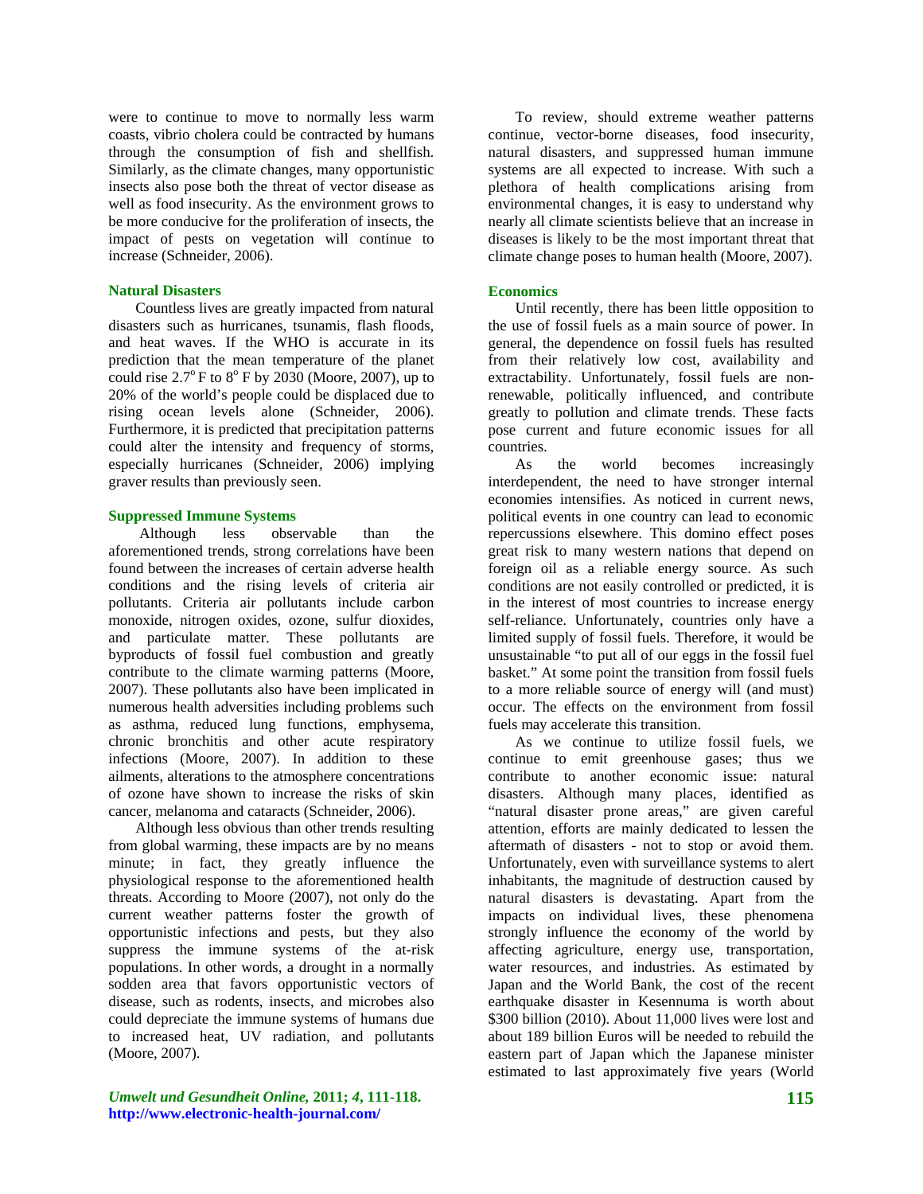were to continue to move to normally less warm coasts, vibrio cholera could be contracted by humans through the consumption of fish and shellfish. Similarly, as the climate changes, many opportunistic insects also pose both the threat of vector disease as well as food insecurity. As the environment grows to be more conducive for the proliferation of insects, the impact of pests on vegetation will continue to increase (Schneider, 2006).

### Natural Disasters

Countless lives are greatly impacted from natural disasters such as hurricanes, tsunamis, flash floods, and heat waves. If the WHO is accurate in its prediction that the mean temperature of the planet could rise 2.7$^{o}$ F to 8$^{o}$ F by 2030 (Moore, 2007), up to 20% of the world's people could be displaced due to rising ocean levels alone (Schneider, 2006). Furthermore, it is predicted that precipitation patterns could alter the intensity and frequency of storms, especially hurricanes (Schneider, 2006) implying graver results than previously seen.

### Suppressed Immune Systems

Although less observable than the aforementioned trends, strong correlations have been found between the increases of certain adverse health conditions and the rising levels of criteria air pollutants. Criteria air pollutants include carbon monoxide, nitrogen oxides, ozone, sulfur dioxides, and particulate matter. These pollutants are byproducts of fossil fuel combustion and greatly contribute to the climate warming patterns (Moore, 2007). These pollutants also have been implicated in numerous health adversities including problems such as asthma, reduced lung functions, emphysema, chronic bronchitis and other acute respiratory infections (Moore, 2007). In addition to these ailments, alterations to the atmosphere concentrations of ozone have shown to increase the risks of skin cancer, melanoma and cataracts (Schneider, 2006).

Although less obvious than other trends resulting from global warming, these impacts are by no means minute; in fact, they greatly influence the physiological response to the aforementioned health threats. According to Moore (2007), not only do the current weather patterns foster the growth of opportunistic infections and pests, but they also suppress the immune systems of the at-risk populations. In other words, a drought in a normally sodden area that favors opportunistic vectors of disease, such as rodents, insects, and microbes also could depreciate the immune systems of humans due to increased heat, UV radiation, and pollutants (Moore, 2007).

To review, should extreme weather patterns continue, vector-borne diseases, food insecurity, natural disasters, and suppressed human immune systems are all expected to increase. With such a plethora of health complications arising from environmental changes, it is easy to understand why nearly all climate scientists believe that an increase in diseases is likely to be the most important threat that climate change poses to human health (Moore, 2007).

### Economics

Until recently, there has been little opposition to the use of fossil fuels as a main source of power. In general, the dependence on fossil fuels has resulted from their relatively low cost, availability and extractability. Unfortunately, fossil fuels are non-renewable, politically influenced, and contribute greatly to pollution and climate trends. These facts pose current and future economic issues for all countries.

As the world becomes increasingly interdependent, the need to have stronger internal economies intensifies. As noticed in current news, political events in one country can lead to economic repercussions elsewhere. This domino effect poses great risk to many western nations that depend on foreign oil as a reliable energy source. As such conditions are not easily controlled or predicted, it is in the interest of most countries to increase energy self-reliance. Unfortunately, countries only have a limited supply of fossil fuels. Therefore, it would be unsustainable "to put all of our eggs in the fossil fuel basket." At some point the transition from fossil fuels to a more reliable source of energy will (and must) occur. The effects on the environment from fossil fuels may accelerate this transition.

As we continue to utilize fossil fuels, we continue to emit greenhouse gases; thus we contribute to another economic issue: natural disasters. Although many places, identified as "natural disaster prone areas," are given careful attention, efforts are mainly dedicated to lessen the aftermath of disasters - not to stop or avoid them. Unfortunately, even with surveillance systems to alert inhabitants, the magnitude of destruction caused by natural disasters is devastating. Apart from the impacts on individual lives, these phenomena strongly influence the economy of the world by affecting agriculture, energy use, transportation, water resources, and industries. As estimated by Japan and the World Bank, the cost of the recent earthquake disaster in Kesennuma is worth about $300 billion (2010). About 11,000 lives were lost and about 189 billion Euros will be needed to rebuild the eastern part of Japan which the Japanese minister estimated to last approximately five years (World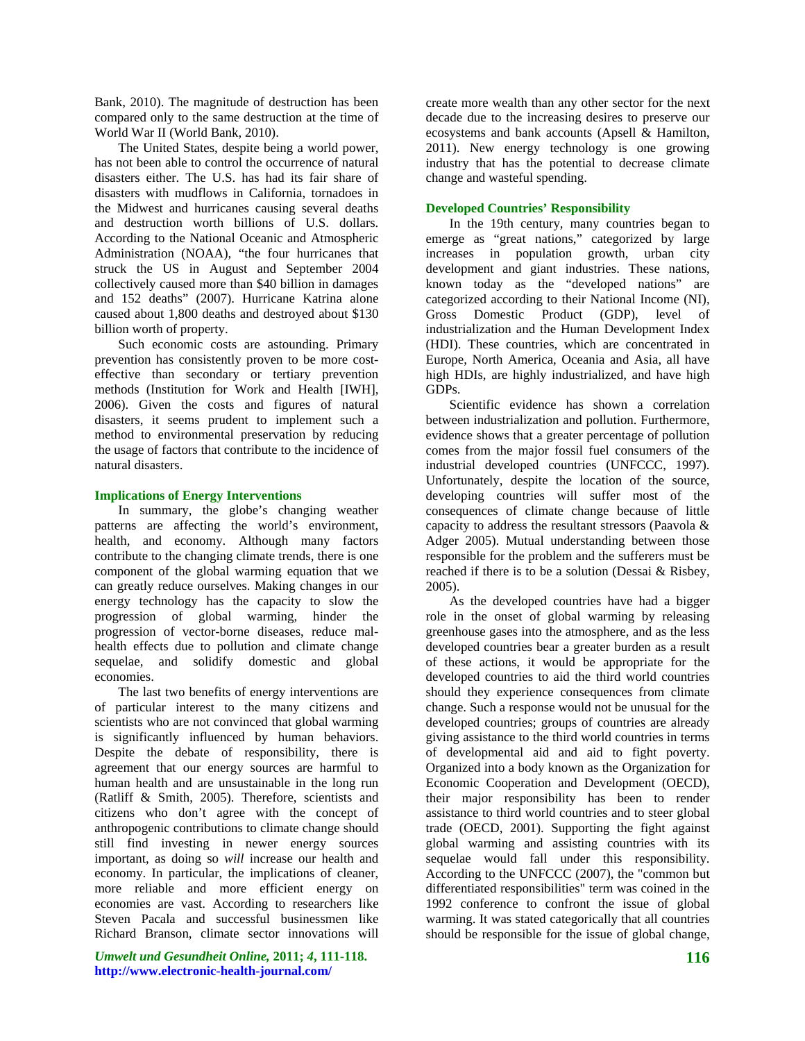Bank, 2010). The magnitude of destruction has been compared only to the same destruction at the time of World War II (World Bank, 2010).

The United States, despite being a world power, has not been able to control the occurrence of natural disasters either. The U.S. has had its fair share of disasters with mudflows in California, tornadoes in the Midwest and hurricanes causing several deaths and destruction worth billions of U.S. dollars. According to the National Oceanic and Atmospheric Administration (NOAA), "the four hurricanes that struck the US in August and September 2004 collectively caused more than $40 billion in damages and 152 deaths" (2007). Hurricane Katrina alone caused about 1,800 deaths and destroyed about $130 billion worth of property.

Such economic costs are astounding. Primary prevention has consistently proven to be more cost-effective than secondary or tertiary prevention methods (Institution for Work and Health [IWH], 2006). Given the costs and figures of natural disasters, it seems prudent to implement such a method to environmental preservation by reducing the usage of factors that contribute to the incidence of natural disasters.

## Implications of Energy Interventions

In summary, the globe's changing weather patterns are affecting the world's environment, health, and economy. Although many factors contribute to the changing climate trends, there is one component of the global warming equation that we can greatly reduce ourselves. Making changes in our energy technology has the capacity to slow the progression of global warming, hinder the progression of vector-borne diseases, reduce mal-health effects due to pollution and climate change sequelae, and solidify domestic and global economies.

The last two benefits of energy interventions are of particular interest to the many citizens and scientists who are not convinced that global warming is significantly influenced by human behaviors. Despite the debate of responsibility, there is agreement that our energy sources are harmful to human health and are unsustainable in the long run (Ratliff & Smith, 2005). Therefore, scientists and citizens who don't agree with the concept of anthropogenic contributions to climate change should still find investing in newer energy sources important, as doing so *will* increase our health and economy. In particular, the implications of cleaner, more reliable and more efficient energy on economies are vast. According to researchers like Steven Pacala and successful businessmen like Richard Branson, climate sector innovations will create more wealth than any other sector for the next decade due to the increasing desires to preserve our ecosystems and bank accounts (Apsell & Hamilton, 2011). New energy technology is one growing industry that has the potential to decrease climate change and wasteful spending.

## Developed Countries' Responsibility

In the 19th century, many countries began to emerge as "great nations," categorized by large increases in population growth, urban city development and giant industries. These nations, known today as the "developed nations" are categorized according to their National Income (NI), Gross Domestic Product (GDP), level of industrialization and the Human Development Index (HDI). These countries, which are concentrated in Europe, North America, Oceania and Asia, all have high HDIs, are highly industrialized, and have high GDPs.

Scientific evidence has shown a correlation between industrialization and pollution. Furthermore, evidence shows that a greater percentage of pollution comes from the major fossil fuel consumers of the industrial developed countries (UNFCCC, 1997). Unfortunately, despite the location of the source, developing countries will suffer most of the consequences of climate change because of little capacity to address the resultant stressors (Paavola & Adger 2005). Mutual understanding between those responsible for the problem and the sufferers must be reached if there is to be a solution (Dessai & Risbey, 2005).

As the developed countries have had a bigger role in the onset of global warming by releasing greenhouse gases into the atmosphere, and as the less developed countries bear a greater burden as a result of these actions, it would be appropriate for the developed countries to aid the third world countries should they experience consequences from climate change. Such a response would not be unusual for the developed countries; groups of countries are already giving assistance to the third world countries in terms of developmental aid and aid to fight poverty. Organized into a body known as the Organization for Economic Cooperation and Development (OECD), their major responsibility has been to render assistance to third world countries and to steer global trade (OECD, 2001). Supporting the fight against global warming and assisting countries with its sequelae would fall under this responsibility. According to the UNFCCC (2007), the "common but differentiated responsibilities" term was coined in the 1992 conference to confront the issue of global warming. It was stated categorically that all countries should be responsible for the issue of global change,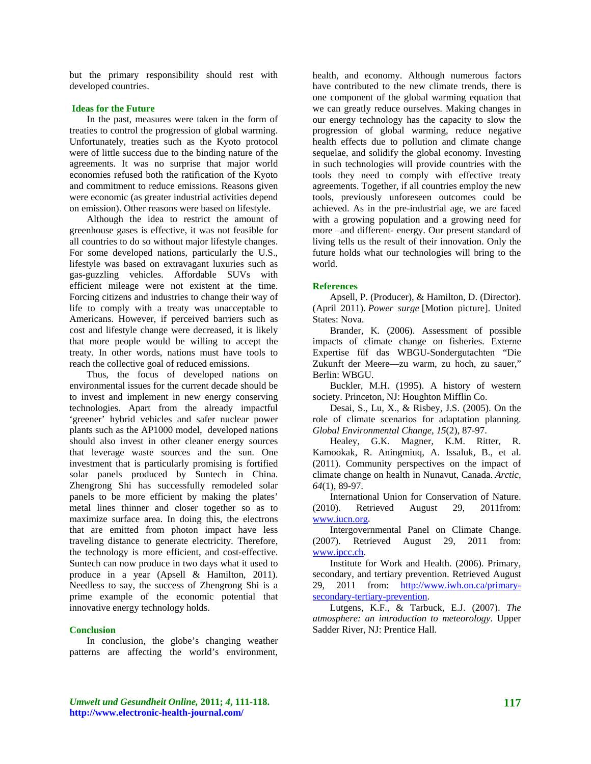but the primary responsibility should rest with developed countries.

## Ideas for the Future

In the past, measures were taken in the form of treaties to control the progression of global warming. Unfortunately, treaties such as the Kyoto protocol were of little success due to the binding nature of the agreements. It was no surprise that major world economies refused both the ratification of the Kyoto and commitment to reduce emissions. Reasons given were economic (as greater industrial activities depend on emission). Other reasons were based on lifestyle.

Although the idea to restrict the amount of greenhouse gases is effective, it was not feasible for all countries to do so without major lifestyle changes. For some developed nations, particularly the U.S., lifestyle was based on extravagant luxuries such as gas-guzzling vehicles. Affordable SUVs with efficient mileage were not existent at the time. Forcing citizens and industries to change their way of life to comply with a treaty was unacceptable to Americans. However, if perceived barriers such as cost and lifestyle change were decreased, it is likely that more people would be willing to accept the treaty. In other words, nations must have tools to reach the collective goal of reduced emissions.

Thus, the focus of developed nations on environmental issues for the current decade should be to invest and implement in new energy conserving technologies. Apart from the already impactful 'greener' hybrid vehicles and safer nuclear power plants such as the AP1000 model, developed nations should also invest in other cleaner energy sources that leverage waste sources and the sun. One investment that is particularly promising is fortified solar panels produced by Suntech in China. Zhengrong Shi has successfully remodeled solar panels to be more efficient by making the plates' metal lines thinner and closer together so as to maximize surface area. In doing this, the electrons that are emitted from photon impact have less traveling distance to generate electricity. Therefore, the technology is more efficient, and cost-effective. Suntech can now produce in two days what it used to produce in a year (Apsell & Hamilton, 2011). Needless to say, the success of Zhengrong Shi is a prime example of the economic potential that innovative energy technology holds.

## Conclusion

In conclusion, the globe's changing weather patterns are affecting the world's environment, health, and economy. Although numerous factors have contributed to the new climate trends, there is one component of the global warming equation that we can greatly reduce ourselves. Making changes in our energy technology has the capacity to slow the progression of global warming, reduce negative health effects due to pollution and climate change sequelae, and solidify the global economy. Investing in such technologies will provide countries with the tools they need to comply with effective treaty agreements. Together, if all countries employ the new tools, previously unforeseen outcomes could be achieved. As in the pre-industrial age, we are faced with a growing population and a growing need for more –and different- energy. Our present standard of living tells us the result of their innovation. Only the future holds what our technologies will bring to the world.

## References

Apsell, P. (Producer), & Hamilton, D. (Director). (April 2011). *Power surge* [Motion picture]. United States: Nova.

Brander, K. (2006). Assessment of possible impacts of climate change on fisheries. Externe Expertise füf das WBGU-Sondergutachten "Die Zukunft der Meere—zu warm, zu hoch, zu sauer," Berlin: WBGU.

Buckler, M.H. (1995). A history of western society. Princeton, NJ: Houghton Mifflin Co.

Desai, S., Lu, X., & Risbey, J.S. (2005). On the role of climate scenarios for adaptation planning. *Global Environmental Change, 15*(2), 87-97.

Healey, G.K. Magner, K.M. Ritter, R. Kamookak, R. Aningmiuq, A. Issaluk, B., et al. (2011). Community perspectives on the impact of climate change on health in Nunavut, Canada. *Arctic*, *64*(1), 89-97.

International Union for Conservation of Nature. (2010). Retrieved August 29, 2011from: www.iucn.org.

Intergovernmental Panel on Climate Change. (2007). Retrieved August 29, 2011 from: www.ipcc.ch.

Institute for Work and Health. (2006). Primary, secondary, and tertiary prevention. Retrieved August 29, 2011 from: http://www.iwh.on.ca/primary-secondary-tertiary-prevention.

Lutgens, K.F., & Tarbuck, E.J. (2007). *The atmosphere: an introduction to meteorology*. Upper Sadder River, NJ: Prentice Hall.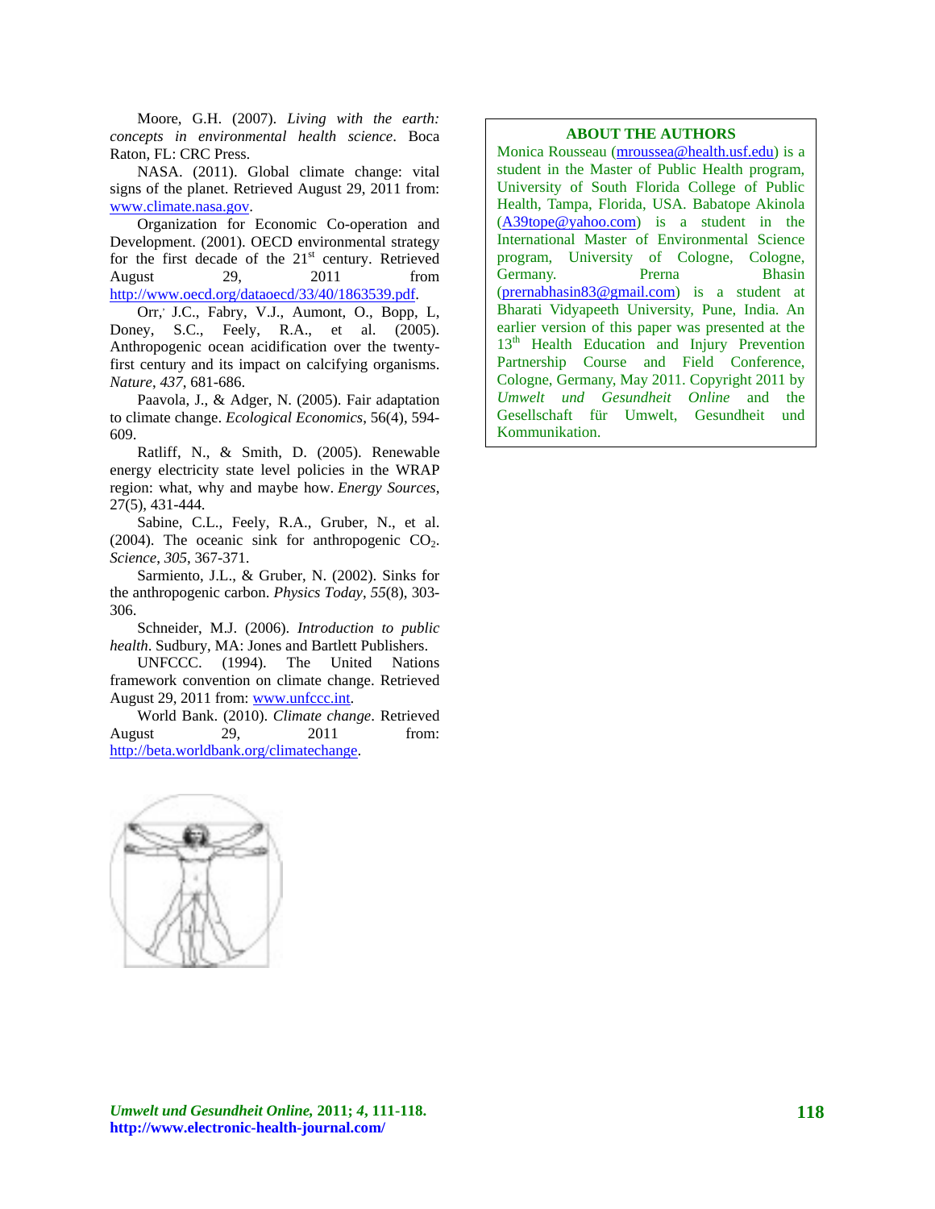Moore, G.H. (2007). *Living with the earth: concepts in environmental health science*. Boca Raton, FL: CRC Press.

NASA. (2011). Global climate change: vital signs of the planet. Retrieved August 29, 2011 from: www.climate.nasa.gov.

Organization for Economic Co-operation and Development. (2001). OECD environmental strategy for the first decade of the 21st century. Retrieved August 29, 2011 from http://www.oecd.org/dataoecd/33/40/1863539.pdf.

Orr, J.C., Fabry, V.J., Aumont, O., Bopp, L, Doney, S.C., Feely, R.A., et al. (2005). Anthropogenic ocean acidification over the twenty-first century and its impact on calcifying organisms. *Nature*, *437*, 681-686.

Paavola, J., & Adger, N. (2005). Fair adaptation to climate change. *Ecological Economics*, 56(4), 594-609.

Ratliff, N., & Smith, D. (2005). Renewable energy electricity state level policies in the WRAP region: what, why and maybe how. *Energy Sources*, 27(5), 431-444.

Sabine, C.L., Feely, R.A., Gruber, N., et al. (2004). The oceanic sink for anthropogenic $CO_2$. *Science*, *305*, 367-371.

Sarmiento, J.L., & Gruber, N. (2002). Sinks for the anthropogenic carbon. *Physics Today*, *55*(8), 303-306.

Schneider, M.J. (2006). *Introduction to public health*. Sudbury, MA: Jones and Bartlett Publishers.

UNFCCC. (1994). The United Nations framework convention on climate change. Retrieved August 29, 2011 from: www.unfccc.int.

World Bank. (2010). *Climate change*. Retrieved August 29, 2011 from: http://beta.worldbank.org/climatechange.

**ABOUT THE AUTHORS**

Monica Rousseau (mroussea@health.usf.edu) is a student in the Master of Public Health program, University of South Florida College of Public Health, Tampa, Florida, USA. Babatope Akinola (A39tope@yahoo.com) is a student in the International Master of Environmental Science program, University of Cologne, Cologne, Germany. Prerna Bhasin (prernabhasin83@gmail.com) is a student at Bharati Vidyapeeth University, Pune, India. An earlier version of this paper was presented at the 13th Health Education and Injury Prevention Partnership Course and Field Conference, Cologne, Germany, May 2011. Copyright 2011 by *Umwelt und Gesundheit Online* and the Gesellschaft für Umwelt, Gesundheit und Kommunikation.